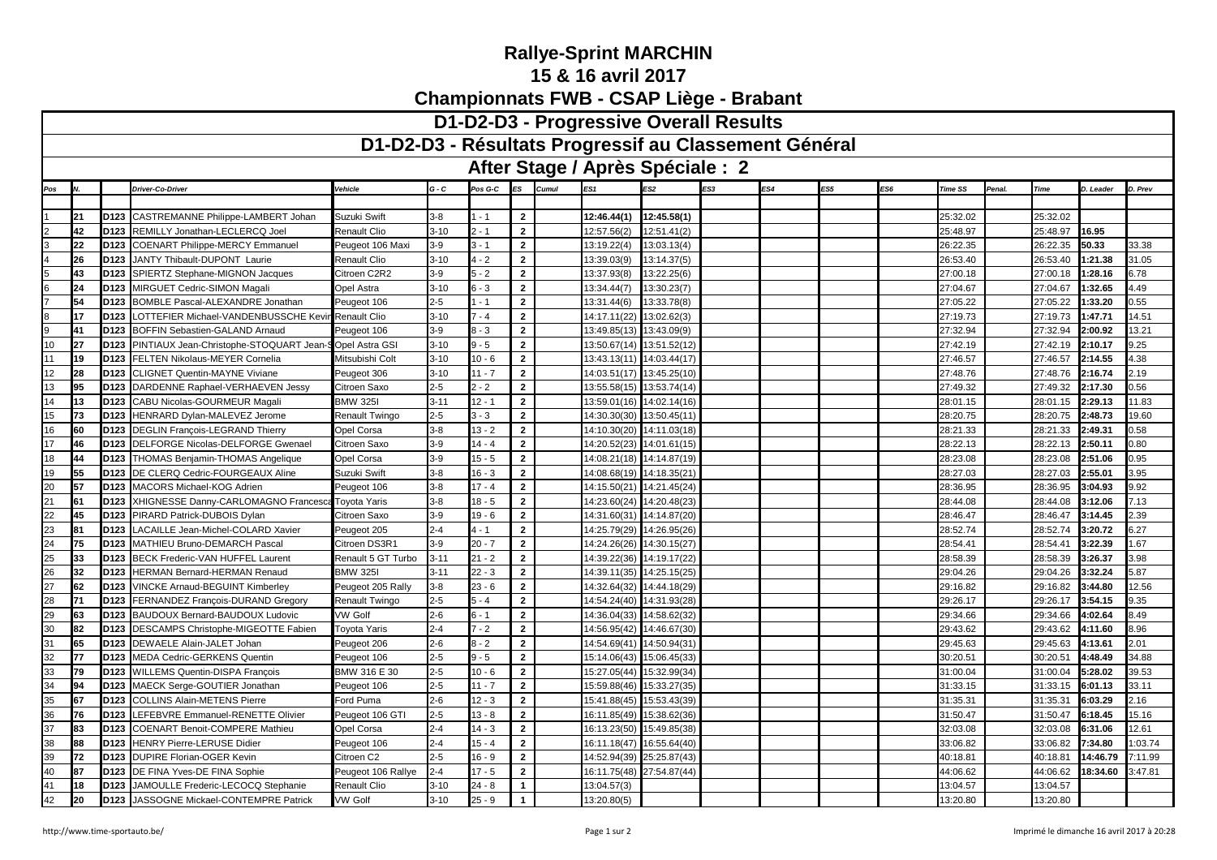# Rallye-Sprint MARCHIN

## 15 & 16 avril 2017

## Championnats FWB - CSAP Liège - Brabant

## D1-D2-D3 - Progressive Overall Results

## D1-D2-D3 - Résultats Progressif au Classement Général

## After Stage / Après Spéciale : 2

| Pos | N. | | Driver-Co-Driver | Vehicle | G - C | Pos G-C | ES | Cumul | ES1 | ES2 | ES3 | ES4 | ES5 | ES6 | Time SS | Penal. | Time | D. Leader | D. Prev |
|---|---|---|---|---|---|---|---|---|---|---|---|---|---|---|---|---|---|---|---|
| 1 | 21 | D123 | CASTREMANNE Philippe-LAMBERT Johan | Suzuki Swift | 3-8 | 1 - 1 | 2 | | 12:46.44(1) | 12:45.58(1) | | | | | 25:32.02 | | 25:32.02 | | |
| 2 | 42 | D123 | REMILLY Jonathan-LECLERCQ Joel | Renault Clio | 3-10 | 2 - 1 | 2 | | 12:57.56(2) | 12:51.41(2) | | | | | 25:48.97 | | 25:48.97 | 16.95 | |
| 3 | 22 | D123 | COENART Philippe-MERCY Emmanuel | Peugeot 106 Maxi | 3-9 | 3 - 1 | 2 | | 13:19.22(4) | 13:03.13(4) | | | | | 26:22.35 | | 26:22.35 | 50.33 | 33.38 |
| 4 | 26 | D123 | JANTY Thibault-DUPONT Laurie | Renault Clio | 3-10 | 4 - 2 | 2 | | 13:39.03(9) | 13:14.37(5) | | | | | 26:53.40 | | 26:53.40 | 1:21.38 | 31.05 |
| 5 | 43 | D123 | SPIERTZ Stephane-MIGNON Jacques | Citroen C2R2 | 3-9 | 5 - 2 | 2 | | 13:37.93(8) | 13:22.25(6) | | | | | 27:00.18 | | 27:00.18 | 1:28.16 | 6.78 |
| 6 | 24 | D123 | MIRGUET Cedric-SIMON Magali | Opel Astra | 3-10 | 6 - 3 | 2 | | 13:34.44(7) | 13:30.23(7) | | | | | 27:04.67 | | 27:04.67 | 1:32.65 | 4.49 |
| 7 | 54 | D123 | BOMBLE Pascal-ALEXANDRE Jonathan | Peugeot 106 | 2-5 | 1 - 1 | 2 | | 13:31.44(6) | 13:33.78(8) | | | | | 27:05.22 | | 27:05.22 | 1:33.20 | 0.55 |
| 8 | 17 | D123 | LOTTEFIER Michael-VANDENBUSSCHE Kevin | Renault Clio | 3-10 | 7 - 4 | 2 | | 14:17.11(22) | 13:02.62(3) | | | | | 27:19.73 | | 27:19.73 | 1:47.71 | 14.51 |
| 9 | 41 | D123 | BOFFIN Sebastien-GALAND Arnaud | Peugeot 106 | 3-9 | 8 - 3 | 2 | | 13:49.85(13) | 13:43.09(9) | | | | | 27:32.94 | | 27:32.94 | 2:00.92 | 13.21 |
| 10 | 27 | D123 | PINTIAUX Jean-Christophe-STOQUART Jean-S | Opel Astra GSI | 3-10 | 9 - 5 | 2 | | 13:50.67(14) | 13:51.52(12) | | | | | 27:42.19 | | 27:42.19 | 2:10.17 | 9.25 |
| 11 | 19 | D123 | FELTEN Nikolaus-MEYER Cornelia | Mitsubishi Colt | 3-10 | 10 - 6 | 2 | | 13:43.13(11) | 14:03.44(17) | | | | | 27:46.57 | | 27:46.57 | 2:14.55 | 4.38 |
| 12 | 28 | D123 | CLIGNET Quentin-MAYNE Viviane | Peugeot 306 | 3-10 | 11 - 7 | 2 | | 14:03.51(17) | 13:45.25(10) | | | | | 27:48.76 | | 27:48.76 | 2:16.74 | 2.19 |
| 13 | 95 | D123 | DARDENNE Raphael-VERHAEVEN Jessy | Citroen Saxo | 2-5 | 2 - 2 | 2 | | 13:55.58(15) | 13:53.74(14) | | | | | 27:49.32 | | 27:49.32 | 2:17.30 | 0.56 |
| 14 | 13 | D123 | CABU Nicolas-GOURMEUR Magali | BMW 325I | 3-11 | 12 - 1 | 2 | | 13:59.01(16) | 14:02.14(16) | | | | | 28:01.15 | | 28:01.15 | 2:29.13 | 11.83 |
| 15 | 73 | D123 | HENRARD Dylan-MALEVEZ Jerome | Renault Twingo | 2-5 | 3 - 3 | 2 | | 14:30.30(30) | 13:50.45(11) | | | | | 28:20.75 | | 28:20.75 | 2:48.73 | 19.60 |
| 16 | 60 | D123 | DEGLIN François-LEGRAND Thierry | Opel Corsa | 3-8 | 13 - 2 | 2 | | 14:10.30(20) | 14:11.03(18) | | | | | 28:21.33 | | 28:21.33 | 2:49.31 | 0.58 |
| 17 | 46 | D123 | DELFORGE Nicolas-DELFORGE Gwenael | Citroen Saxo | 3-9 | 14 - 4 | 2 | | 14:20.52(23) | 14:01.61(15) | | | | | 28:22.13 | | 28:22.13 | 2:50.11 | 0.80 |
| 18 | 44 | D123 | THOMAS Benjamin-THOMAS Angelique | Opel Corsa | 3-9 | 15 - 5 | 2 | | 14:08.21(18) | 14:14.87(19) | | | | | 28:23.08 | | 28:23.08 | 2:51.06 | 0.95 |
| 19 | 55 | D123 | DE CLERQ Cedric-FOURGEAUX Aline | Suzuki Swift | 3-8 | 16 - 3 | 2 | | 14:08.68(19) | 14:18.35(21) | | | | | 28:27.03 | | 28:27.03 | 2:55.01 | 3.95 |
| 20 | 57 | D123 | MACORS Michael-KOG Adrien | Peugeot 106 | 3-8 | 17 - 4 | 2 | | 14:15.50(21) | 14:21.45(24) | | | | | 28:36.95 | | 28:36.95 | 3:04.93 | 9.92 |
| 21 | 61 | D123 | XHIGNESSE Danny-CARLOMAGNO Francesca | Toyota Yaris | 3-8 | 18 - 5 | 2 | | 14:23.60(24) | 14:20.48(23) | | | | | 28:44.08 | | 28:44.08 | 3:12.06 | 7.13 |
| 22 | 45 | D123 | PIRARD Patrick-DUBOIS Dylan | Citroen Saxo | 3-9 | 19 - 6 | 2 | | 14:31.60(31) | 14:14.87(20) | | | | | 28:46.47 | | 28:46.47 | 3:14.45 | 2.39 |
| 23 | 81 | D123 | LACAILLE Jean-Michel-COLARD Xavier | Peugeot 205 | 2-4 | 4 - 1 | 2 | | 14:25.79(29) | 14:26.95(26) | | | | | 28:52.74 | | 28:52.74 | 3:20.72 | 6.27 |
| 24 | 75 | D123 | MATHIEU Bruno-DEMARCH Pascal | Citroen DS3R1 | 3-9 | 20 - 7 | 2 | | 14:24.26(26) | 14:30.15(27) | | | | | 28:54.41 | | 28:54.41 | 3:22.39 | 1.67 |
| 25 | 33 | D123 | BECK Frederic-VAN HUFFEL Laurent | Renault 5 GT Turbo | 3-11 | 21 - 2 | 2 | | 14:39.22(36) | 14:19.17(22) | | | | | 28:58.39 | | 28:58.39 | 3:26.37 | 3.98 |
| 26 | 32 | D123 | HERMAN Bernard-HERMAN Renaud | BMW 325I | 3-11 | 22 - 3 | 2 | | 14:39.11(35) | 14:25.15(25) | | | | | 29:04.26 | | 29:04.26 | 3:32.24 | 5.87 |
| 27 | 62 | D123 | VINCKE Arnaud-BEGUINT Kimberley | Peugeot 205 Rally | 3-8 | 23 - 6 | 2 | | 14:32.64(32) | 14:44.18(29) | | | | | 29:16.82 | | 29:16.82 | 3:44.80 | 12.56 |
| 28 | 71 | D123 | FERNANDEZ François-DURAND Gregory | Renault Twingo | 2-5 | 5 - 4 | 2 | | 14:54.24(40) | 14:31.93(28) | | | | | 29:26.17 | | 29:26.17 | 3:54.15 | 9.35 |
| 29 | 63 | D123 | BAUDOUX Bernard-BAUDOUX Ludovic | VW Golf | 2-6 | 6 - 1 | 2 | | 14:36.04(33) | 14:58.62(32) | | | | | 29:34.66 | | 29:34.66 | 4:02.64 | 8.49 |
| 30 | 82 | D123 | DESCAMPS Christophe-MIGEOTTE Fabien | Toyota Yaris | 2-4 | 7 - 2 | 2 | | 14:56.95(42) | 14:46.67(30) | | | | | 29:43.62 | | 29:43.62 | 4:11.60 | 8.96 |
| 31 | 65 | D123 | DEWAELE Alain-JALET Johan | Peugeot 206 | 2-6 | 8 - 2 | 2 | | 14:54.69(41) | 14:50.94(31) | | | | | 29:45.63 | | 29:45.63 | 4:13.61 | 2.01 |
| 32 | 77 | D123 | MEDA Cedric-GERKENS Quentin | Peugeot 106 | 2-5 | 9 - 5 | 2 | | 15:14.06(43) | 15:06.45(33) | | | | | 30:20.51 | | 30:20.51 | 4:48.49 | 34.88 |
| 33 | 79 | D123 | WILLEMS Quentin-DISPA François | BMW 316 E 30 | 2-5 | 10 - 6 | 2 | | 15:27.05(44) | 15:32.99(34) | | | | | 31:00.04 | | 31:00.04 | 5:28.02 | 39.53 |
| 34 | 94 | D123 | MAECK Serge-GOUTIER Jonathan | Peugeot 106 | 2-5 | 11 - 7 | 2 | | 15:59.88(46) | 15:33.27(35) | | | | | 31:33.15 | | 31:33.15 | 6:01.13 | 33.11 |
| 35 | 67 | D123 | COLLINS Alain-METENS Pierre | Ford Puma | 2-6 | 12 - 3 | 2 | | 15:41.88(45) | 15:53.43(39) | | | | | 31:35.31 | | 31:35.31 | 6:03.29 | 2.16 |
| 36 | 76 | D123 | LEFEBVRE Emmanuel-RENETTE Olivier | Peugeot 106 GTI | 2-5 | 13 - 8 | 2 | | 16:11.85(49) | 15:38.62(36) | | | | | 31:50.47 | | 31:50.47 | 6:18.45 | 15.16 |
| 37 | 83 | D123 | COENART Benoit-COMPERE Mathieu | Opel Corsa | 2-4 | 14 - 3 | 2 | | 16:13.23(50) | 15:49.85(38) | | | | | 32:03.08 | | 32:03.08 | 6:31.06 | 12.61 |
| 38 | 88 | D123 | HENRY Pierre-LERUSE Didier | Peugeot 106 | 2-4 | 15 - 4 | 2 | | 16:11.18(47) | 16:55.64(40) | | | | | 33:06.82 | | 33:06.82 | 7:34.80 | 1:03.74 |
| 39 | 72 | D123 | DUPIRE Florian-OGER Kevin | Citroen C2 | 2-5 | 16 - 9 | 2 | | 14:52.94(39) | 25:25.87(43) | | | | | 40:18.81 | | 40:18.81 | 14:46.79 | 7:11.99 |
| 40 | 87 | D123 | DE FINA Yves-DE FINA Sophie | Peugeot 106 Rallye | 2-4 | 17 - 5 | 2 | | 16:11.75(48) | 27:54.87(44) | | | | | 44:06.62 | | 44:06.62 | 18:34.60 | 3:47.81 |
| 41 | 18 | D123 | JAMOULLE Frederic-LECOCQ Stephanie | Renault Clio | 3-10 | 24 - 8 | 1 | | 13:04.57(3) | | | | | | 13:04.57 | | 13:04.57 | | |
| 42 | 20 | D123 | JASSOGNE Mickael-CONTEMPRE Patrick | VW Golf | 3-10 | 25 - 9 | 1 | | 13:20.80(5) | | | | | | 13:20.80 | | 13:20.80 | | |

http://www.time-sportauto.be/

Imprimé le dimanche 16 avril 2017 à 20:28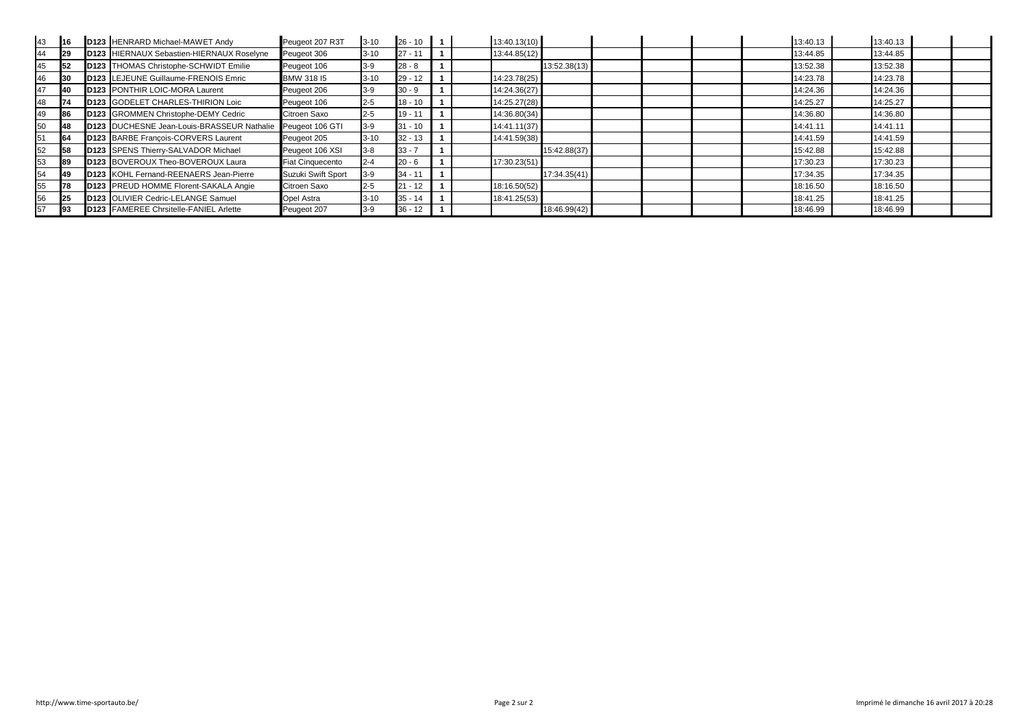| | | | | | | | | | | | | | | | | | | | |
|---|---|---|---|---|---|---|---|---|---|---|---|---|---|---|---|---|---|---|---|
| 43 | **16** | **D123** | HENRARD Michael-MAWET Andy | Peugeot 207 R3T | 3-10 | 26 - 10 | **1** | | 13:40.13(10) | | | | | | 13:40.13 | | 13:40.13 | | |
| 44 | **29** | **D123** | HIERNAUX Sebastien-HIERNAUX Roselyne | Peugeot 306 | 3-10 | 27 - 11 | **1** | | 13:44.85(12) | | | | | | 13:44.85 | | 13:44.85 | | |
| 45 | **52** | **D123** | THOMAS Christophe-SCHWIDT Emilie | Peugeot 106 | 3-9 | 28 - 8 | **1** | | | 13:52.38(13) | | | | | 13:52.38 | | 13:52.38 | | |
| 46 | **30** | **D123** | LEJEUNE Guillaume-FRENOIS Emric | BMW 318 I5 | 3-10 | 29 - 12 | **1** | | 14:23.78(25) | | | | | | 14:23.78 | | 14:23.78 | | |
| 47 | **40** | **D123** | PONTHIR LOIC-MORA Laurent | Peugeot 206 | 3-9 | 30 - 9 | **1** | | 14:24.36(27) | | | | | | 14:24.36 | | 14:24.36 | | |
| 48 | **74** | **D123** | GODELET CHARLES-THIRION Loic | Peugeot 106 | 2-5 | 18 - 10 | **1** | | 14:25.27(28) | | | | | | 14:25.27 | | 14:25.27 | | |
| 49 | **86** | **D123** | GROMMEN Christophe-DEMY Cedric | Citroen Saxo | 2-5 | 19 - 11 | **1** | | 14:36.80(34) | | | | | | 14:36.80 | | 14:36.80 | | |
| 50 | **48** | **D123** | DUCHESNE Jean-Louis-BRASSEUR Nathalie | Peugeot 106 GTI | 3-9 | 31 - 10 | **1** | | 14:41.11(37) | | | | | | 14:41.11 | | 14:41.11 | | |
| 51 | **64** | **D123** | BARBE François-CORVERS Laurent | Peugeot 205 | 3-10 | 32 - 13 | **1** | | 14:41.59(38) | | | | | | 14:41.59 | | 14:41.59 | | |
| 52 | **58** | **D123** | SPENS Thierry-SALVADOR Michael | Peugeot 106 XSI | 3-8 | 33 - 7 | **1** | | | 15:42.88(37) | | | | | 15:42.88 | | 15:42.88 | | |
| 53 | **89** | **D123** | BOVEROUX Theo-BOVEROUX Laura | Fiat Cinquecento | 2-4 | 20 - 6 | **1** | | 17:30.23(51) | | | | | | 17:30.23 | | 17:30.23 | | |
| 54 | **49** | **D123** | KOHL Fernand-REENAERS Jean-Pierre | Suzuki Swift Sport | 3-9 | 34 - 11 | **1** | | | 17:34.35(41) | | | | | 17:34.35 | | 17:34.35 | | |
| 55 | **78** | **D123** | PREUD HOMME Florent-SAKALA Angie | Citroen Saxo | 2-5 | 21 - 12 | **1** | | 18:16.50(52) | | | | | | 18:16.50 | | 18:16.50 | | |
| 56 | **25** | **D123** | OLIVIER Cedric-LELANGE Samuel | Opel Astra | 3-10 | 35 - 14 | **1** | | 18:41.25(53) | | | | | | 18:41.25 | | 18:41.25 | | |
| 57 | **93** | **D123** | FAMEREE Chrsitelle-FANIEL Arlette | Peugeot 207 | 3-9 | 36 - 12 | **1** | | | 18:46.99(42) | | | | | 18:46.99 | | 18:46.99 | | |